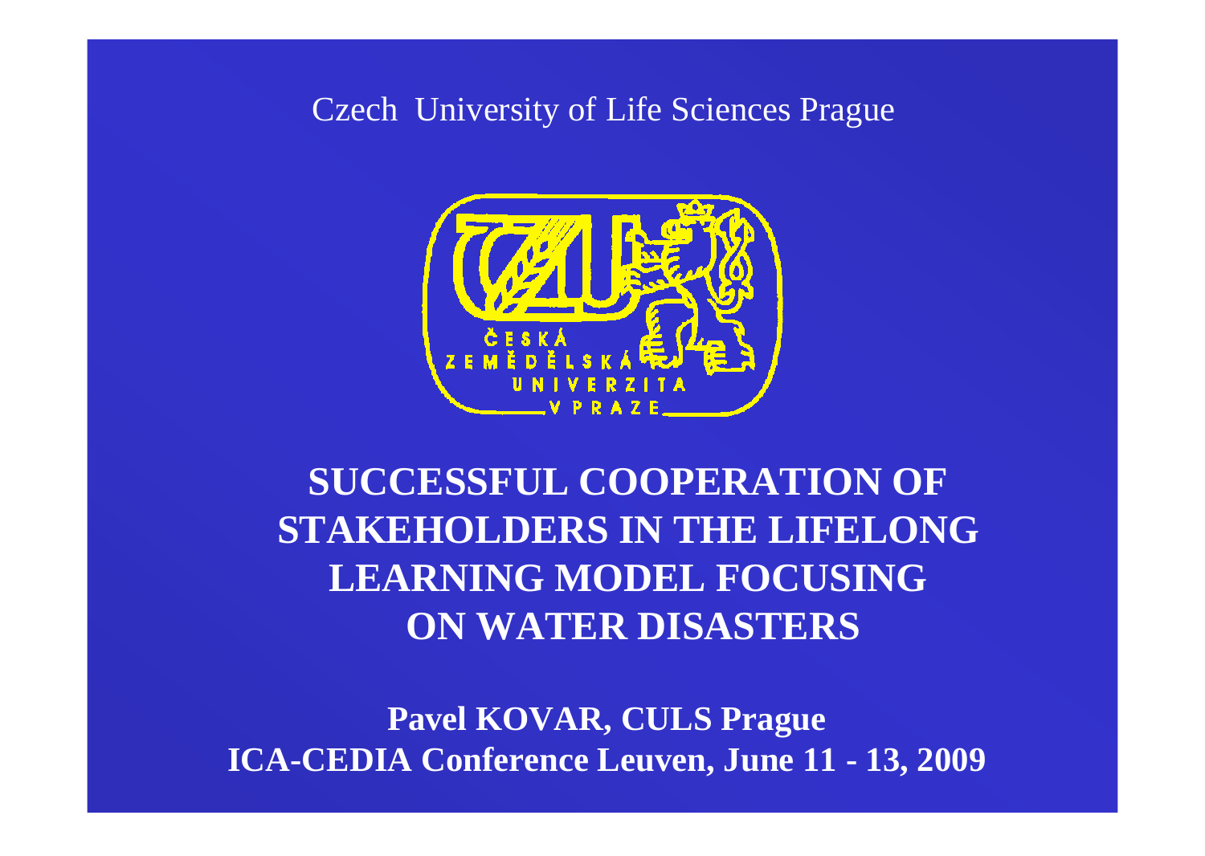Czech University of Life Sciences Prague

ČESKÁ ZEMĚDĚLSKÁ UNIVERZITA V PRAZE

# SUCCESSFUL COOPERATION OF STAKEHOLDERS IN THE LIFELONG LEARNING MODEL FOCUSING ON WATER DISASTERS

**Pavel KOVAR, CULS Prague**

**ICA-CEDIA Conference Leuven, June 11 - 13, 2009**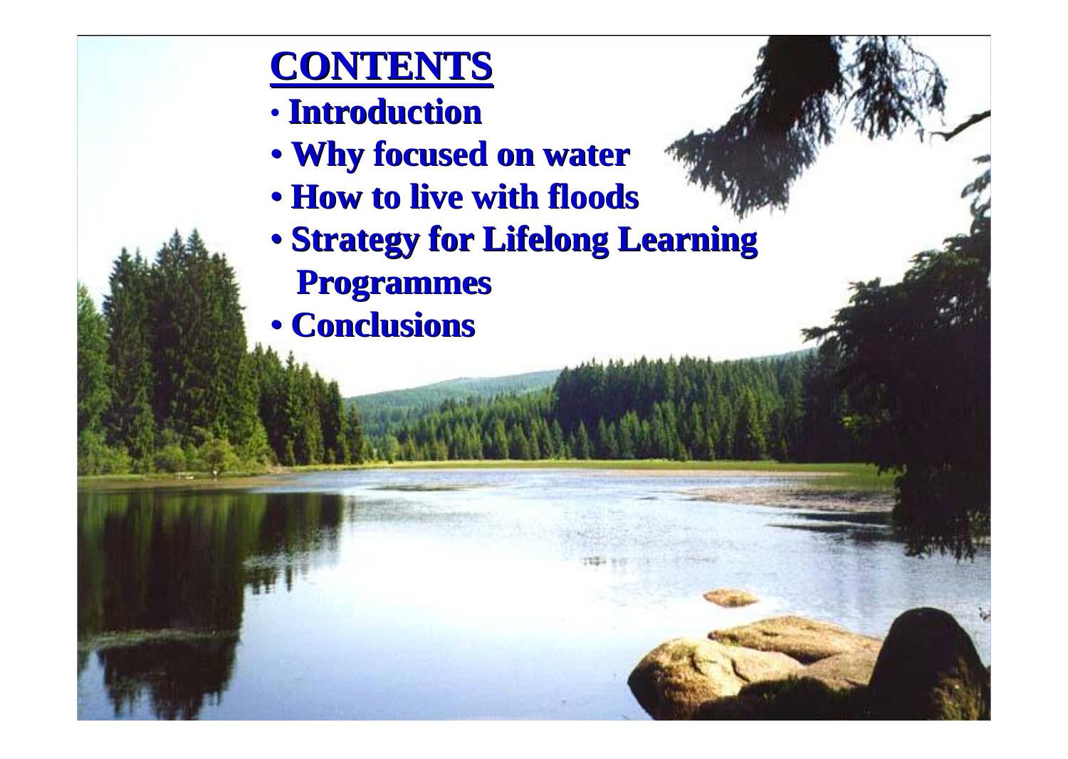# CONTENTS

- Introduction
- Why focused on water
- How to live with floods
- Strategy for Lifelong Learning Programmes
- Conclusions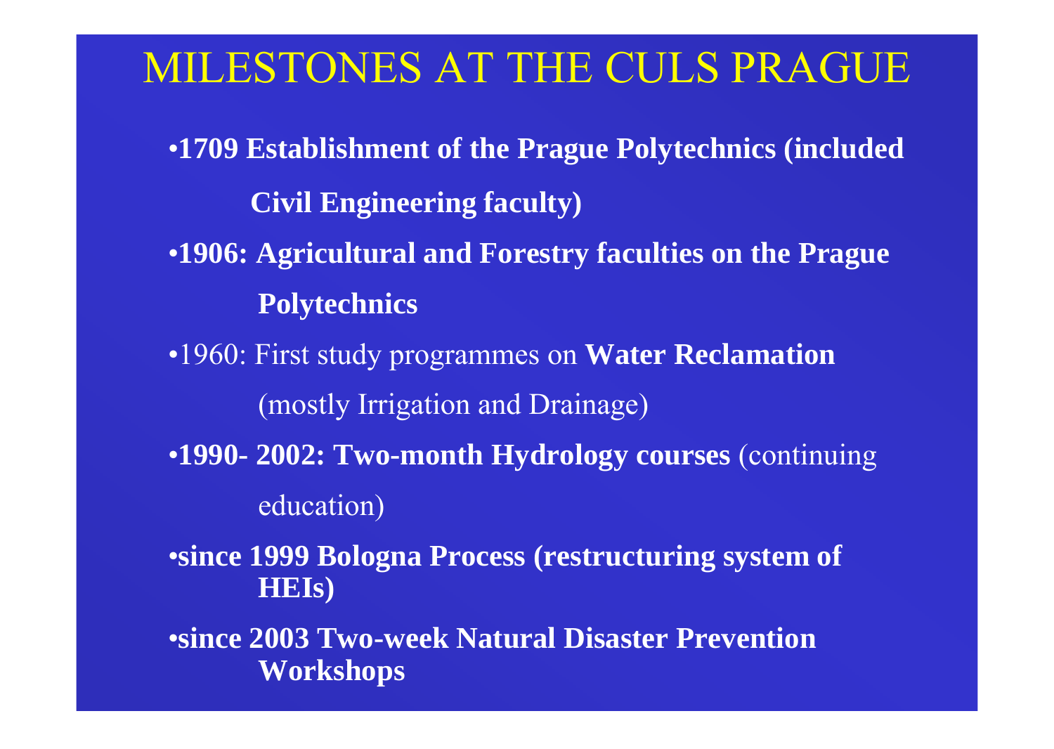# MILESTONES AT THE CULS PRAGUE

- **1709 Establishment of the Prague Polytechnics (included Civil Engineering faculty)**
- **1906: Agricultural and Forestry faculties on the Prague Polytechnics**
- 1960: First study programmes on **Water Reclamation** (mostly Irrigation and Drainage)
- **1990- 2002: Two-month Hydrology courses** (continuing education)
- **since 1999 Bologna Process (restructuring system of HEIs)**
- **since 2003 Two-week Natural Disaster Prevention Workshops**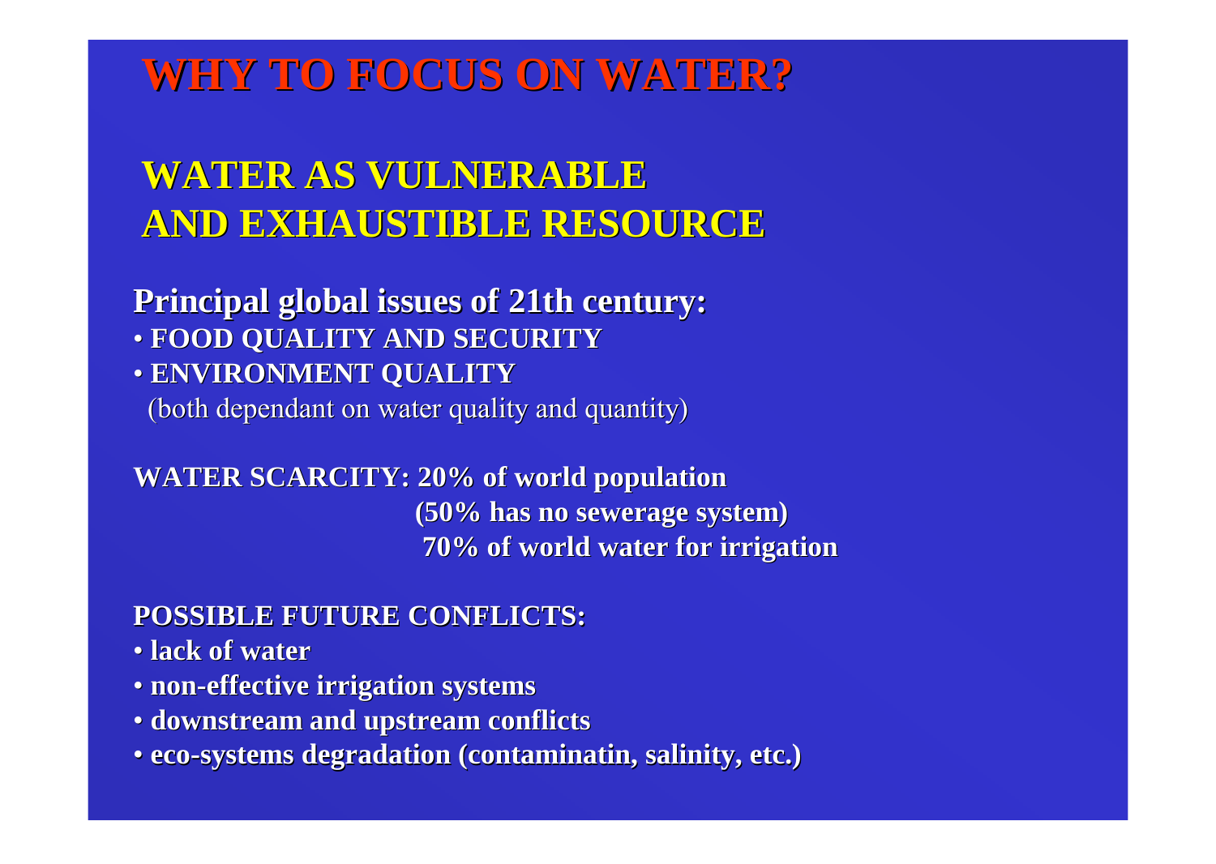# WHY TO FOCUS ON WATER?

## WATER AS VULNERABLE AND EXHAUSTIBLE RESOURCE

**Principal global issues of 21th century:**

- **FOOD QUALITY AND SECURITY**
- **ENVIRONMENT QUALITY**

(both dependant on water quality and quantity)

**WATER SCARCITY: 20% of world population**
**(50% has no sewerage system)**
**70% of world water for irrigation**

**POSSIBLE FUTURE CONFLICTS:**

- **lack of water**
- **non-effective irrigation systems**
- **downstream and upstream conflicts**
- **eco-systems degradation (contaminatin, salinity, etc.)**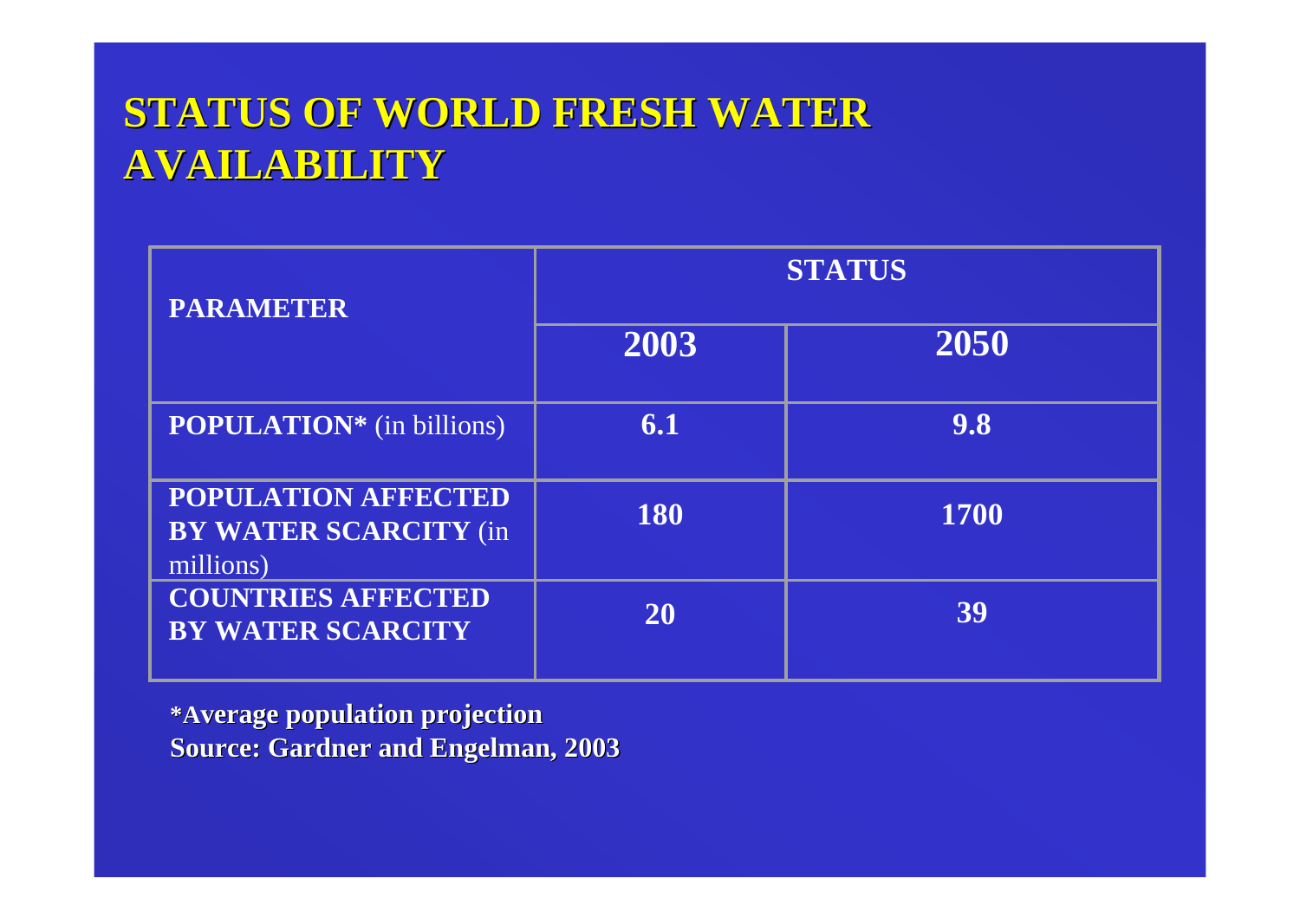# STATUS OF WORLD FRESH WATER AVAILABILITY

| PARAMETER | STATUS | |
|---|---|---|
| | 2003 | 2050 |
| **POPULATION*** (in billions) | 6.1 | 9.8 |
| **POPULATION AFFECTED BY WATER SCARCITY** (in millions) | 180 | 1700 |
| **COUNTRIES AFFECTED BY WATER SCARCITY** | 20 | 39 |

**\*Average population projection**
**Source: Gardner and Engelman, 2003**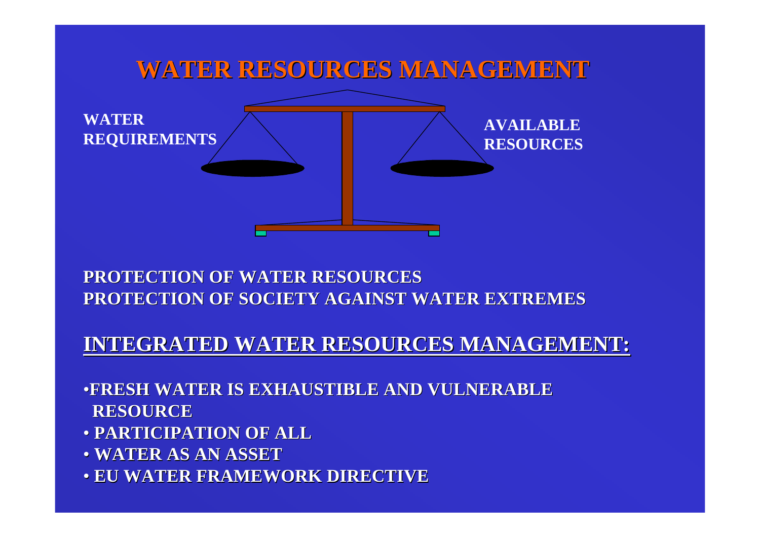# WATER RESOURCES MANAGEMENT

**WATER REQUIREMENTS**

**AVAILABLE RESOURCES**

**PROTECTION OF WATER RESOURCES**
**PROTECTION OF SOCIETY AGAINST WATER EXTREMES**

## INTEGRATED WATER RESOURCES MANAGEMENT:

- **FRESH WATER IS EXHAUSTIBLE AND VULNERABLE RESOURCE**
- **PARTICIPATION OF ALL**
- **WATER AS AN ASSET**
- **EU WATER FRAMEWORK DIRECTIVE**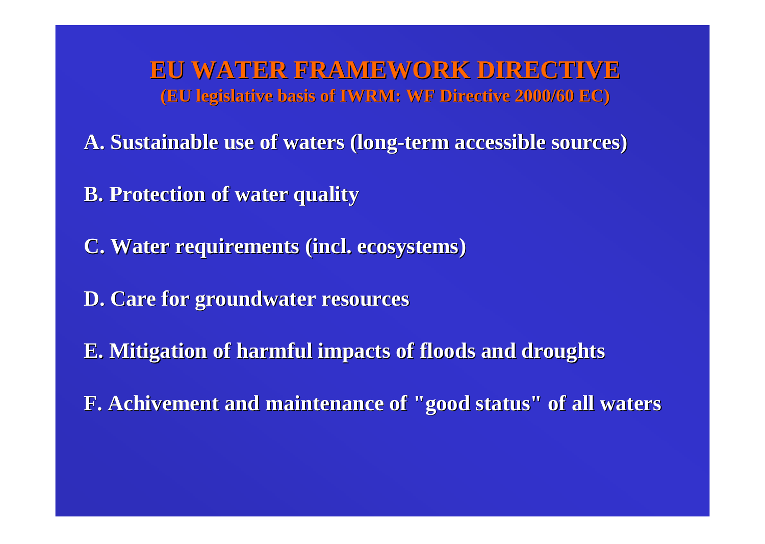# EU WATER FRAMEWORK DIRECTIVE

**(EU legislative basis of IWRM: WF Directive 2000/60 EC)**

**A. Sustainable use of waters (long-term accessible sources)**

**B. Protection of water quality**

**C. Water requirements (incl. ecosystems)**

**D. Care for groundwater resources**

**E. Mitigation of harmful impacts of floods and droughts**

**F. Achivement and maintenance of "good status" of all waters**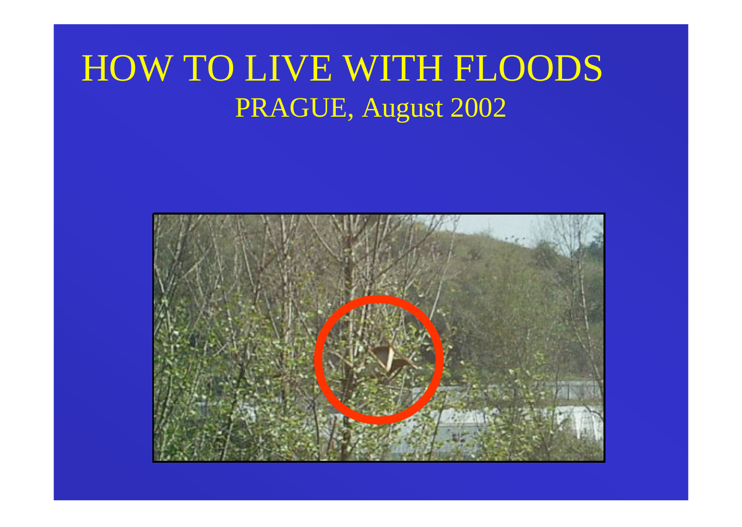# HOW TO LIVE WITH FLOODS

## PRAGUE, August 2002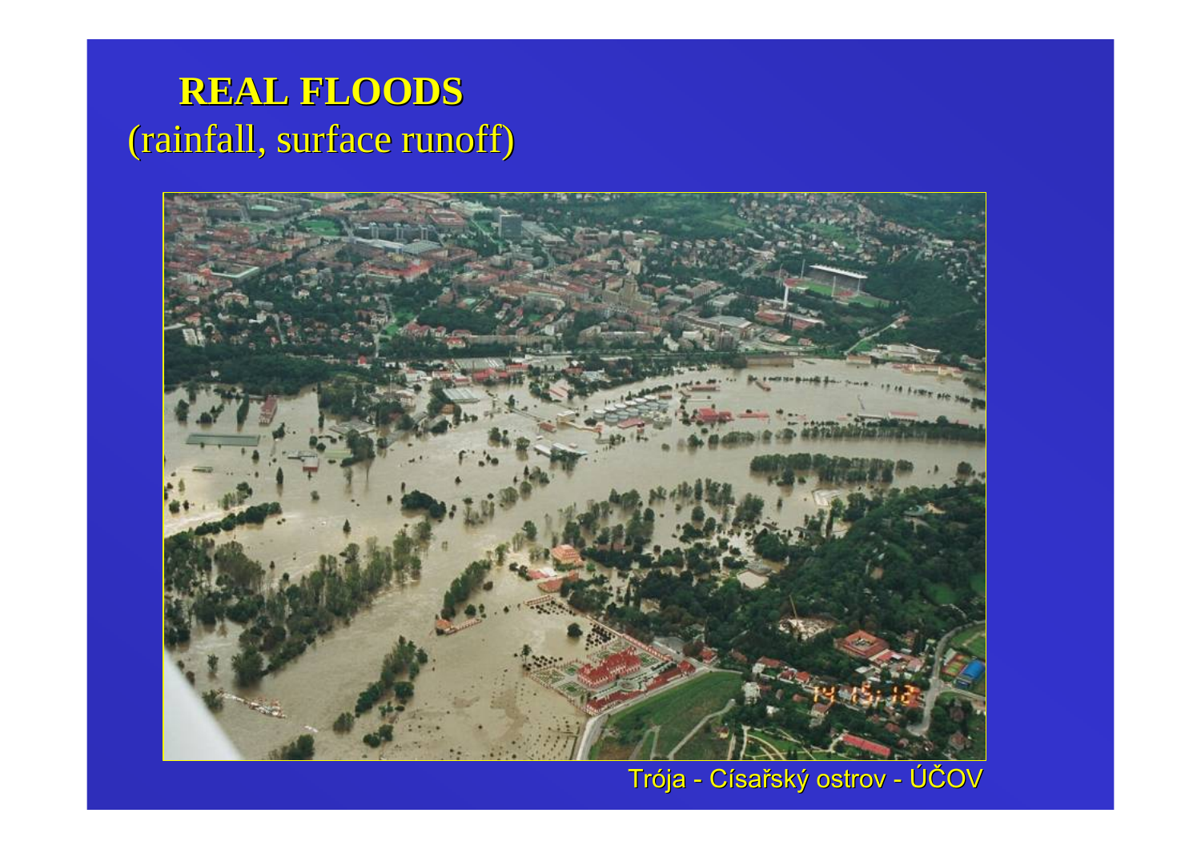# REAL FLOODS

(rainfall, surface runoff)

Trója - Císařský ostrov - ÚČOV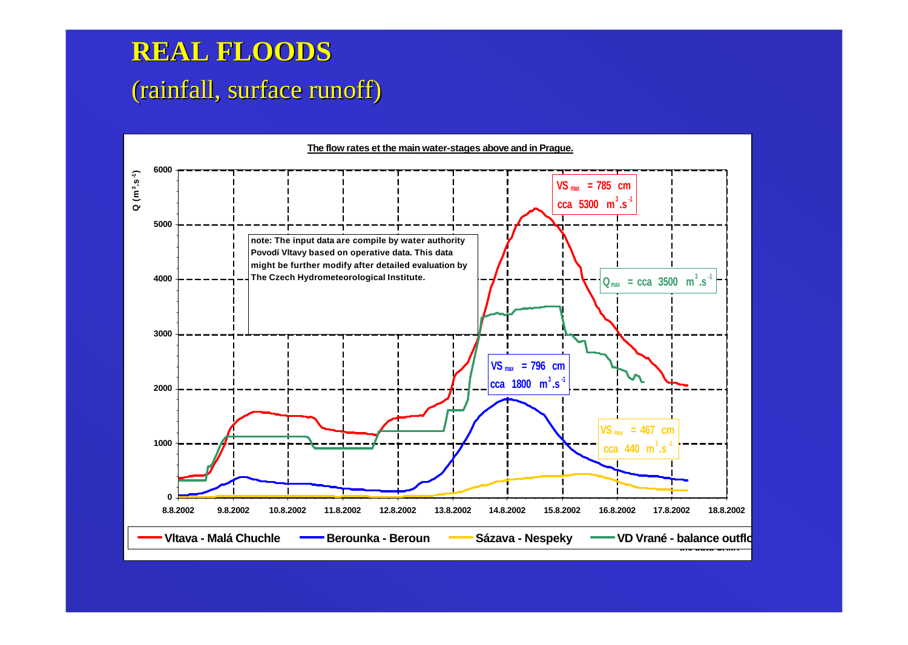# REAL FLOODS

(rainfall, surface runoff)

**The flow rates et the main water-stages above and in Prague.**

$Q$ ($m^3.s^{-1}$)

6000
5000
4000
3000
2000
1000
0

8.8.2002 | 9.8.2002 | 10.8.2002 | 11.8.2002 | 12.8.2002 | 13.8.2002 | 14.8.2002 | 15.8.2002 | 16.8.2002 | 17.8.2002 | 18.8.2002

**note: The input data are compile by water authority Povodí Vltavy based on operative data. This data might be further modify after detailed evaluation by The Czech Hydrometeorological Institute.**

$VS_{max}$ = 785 cm
cca 5300 $m^3.s^{-1}$

$Q_{max}$ = cca 3500 $m^3.s^{-1}$

$VS_{max}$ = 796 cm
cca 1800 $m^3.s^{-1}$

$VS_{max}$ = 467 cm
cca 440 $m^3.s^{-1}$

Vltava - Malá Chuchle | Berounka - Beroun | Sázava - Nespeky | VD Vrané - balance outflo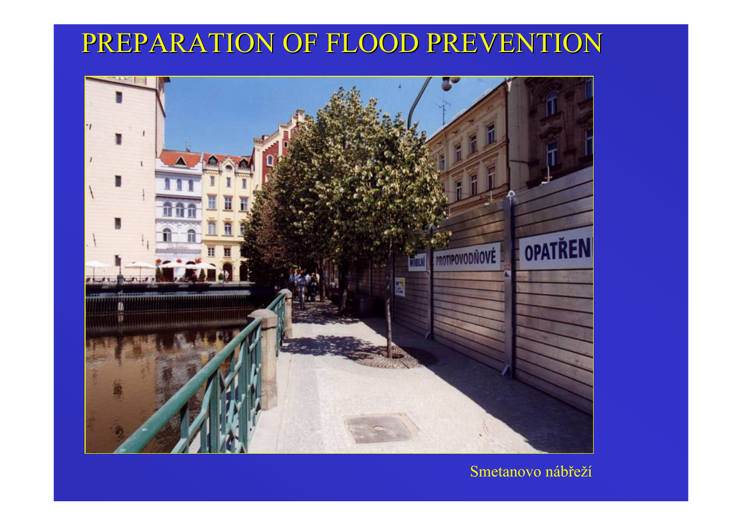# PREPARATION OF FLOOD PREVENTION

Smetanovo nábřeží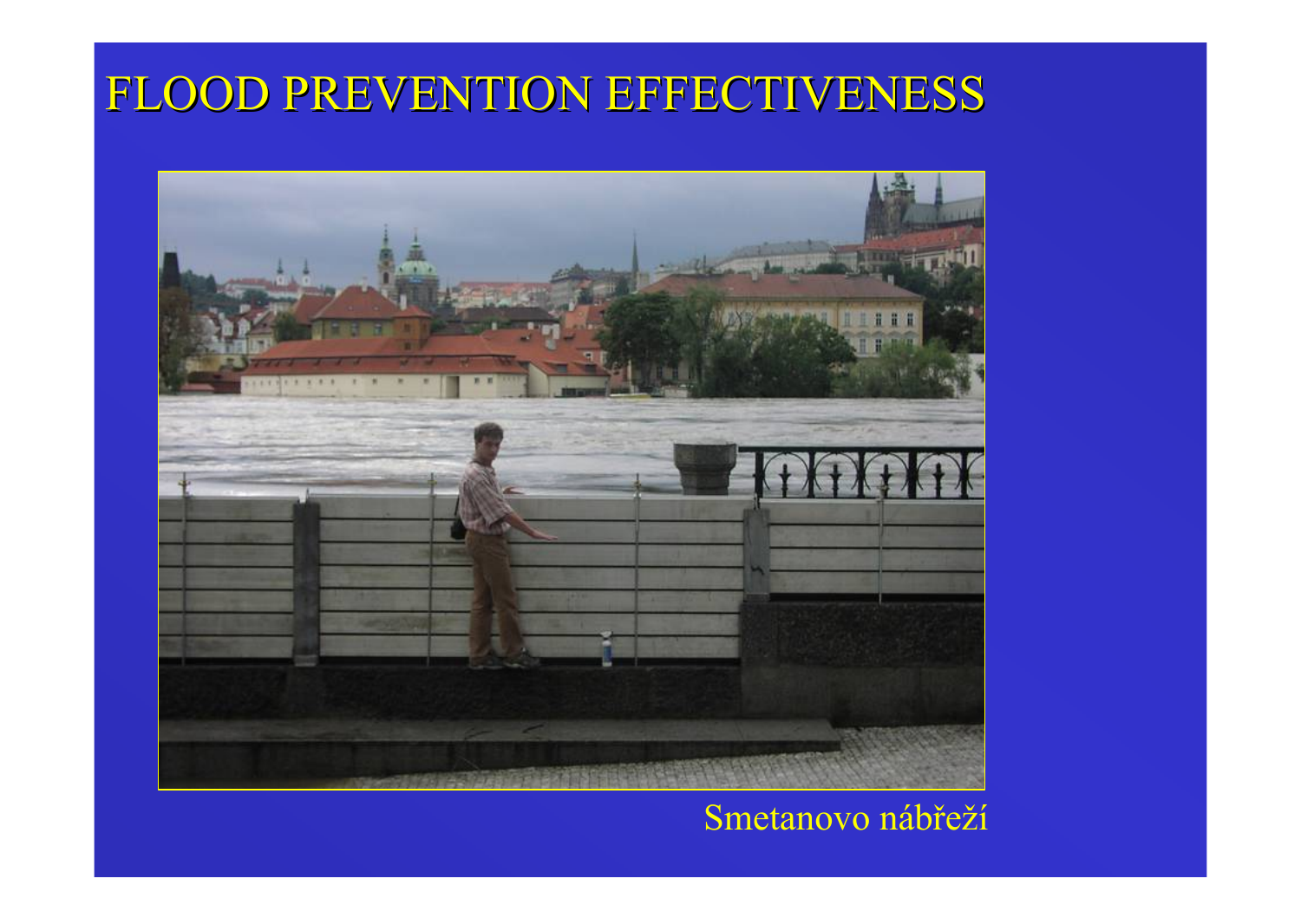# FLOOD PREVENTION EFFECTIVENESS

Smetanovo nábřeží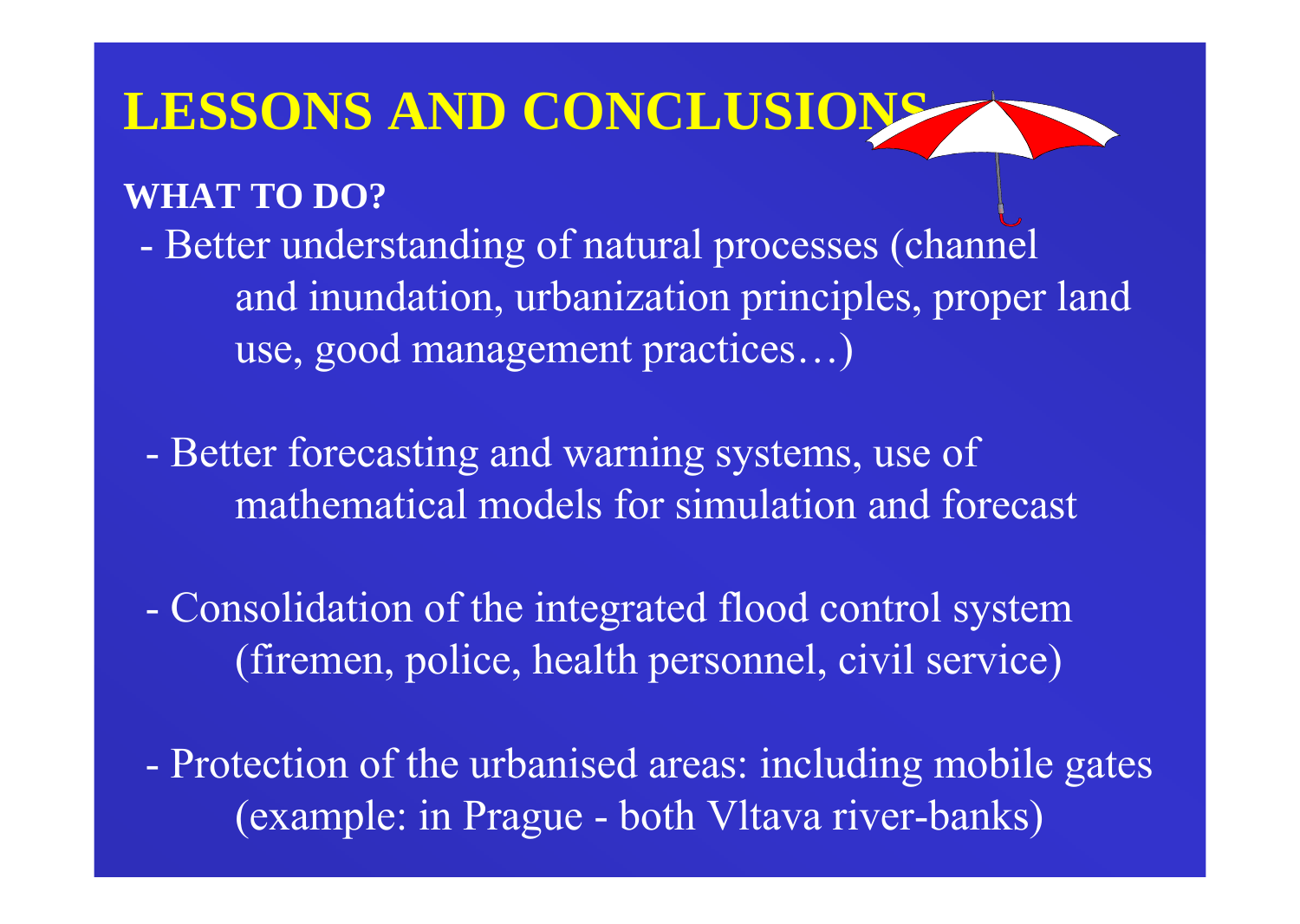# LESSONS AND CONCLUSIONS

**WHAT TO DO?**

- Better understanding of natural processes (channel and inundation, urbanization principles, proper land use, good management practices…)

- Better forecasting and warning systems, use of mathematical models for simulation and forecast

- Consolidation of the integrated flood control system (firemen, police, health personnel, civil service)

- Protection of the urbanised areas: including mobile gates (example: in Prague - both Vltava river-banks)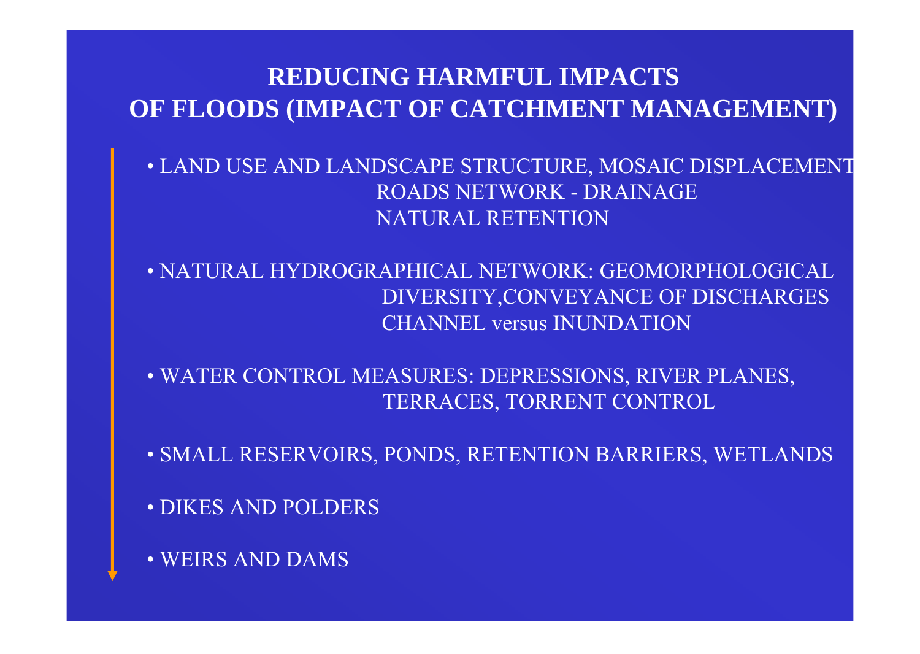# REDUCING HARMFUL IMPACTS OF FLOODS (IMPACT OF CATCHMENT MANAGEMENT)

- LAND USE AND LANDSCAPE STRUCTURE, MOSAIC DISPLACEMENT
  ROADS NETWORK - DRAINAGE
  NATURAL RETENTION
- NATURAL HYDROGRAPHICAL NETWORK: GEOMORPHOLOGICAL DIVERSITY,CONVEYANCE OF DISCHARGES
  CHANNEL versus INUNDATION
- WATER CONTROL MEASURES: DEPRESSIONS, RIVER PLANES, TERRACES, TORRENT CONTROL
- SMALL RESERVOIRS, PONDS, RETENTION BARRIERS, WETLANDS
- DIKES AND POLDERS
- WEIRS AND DAMS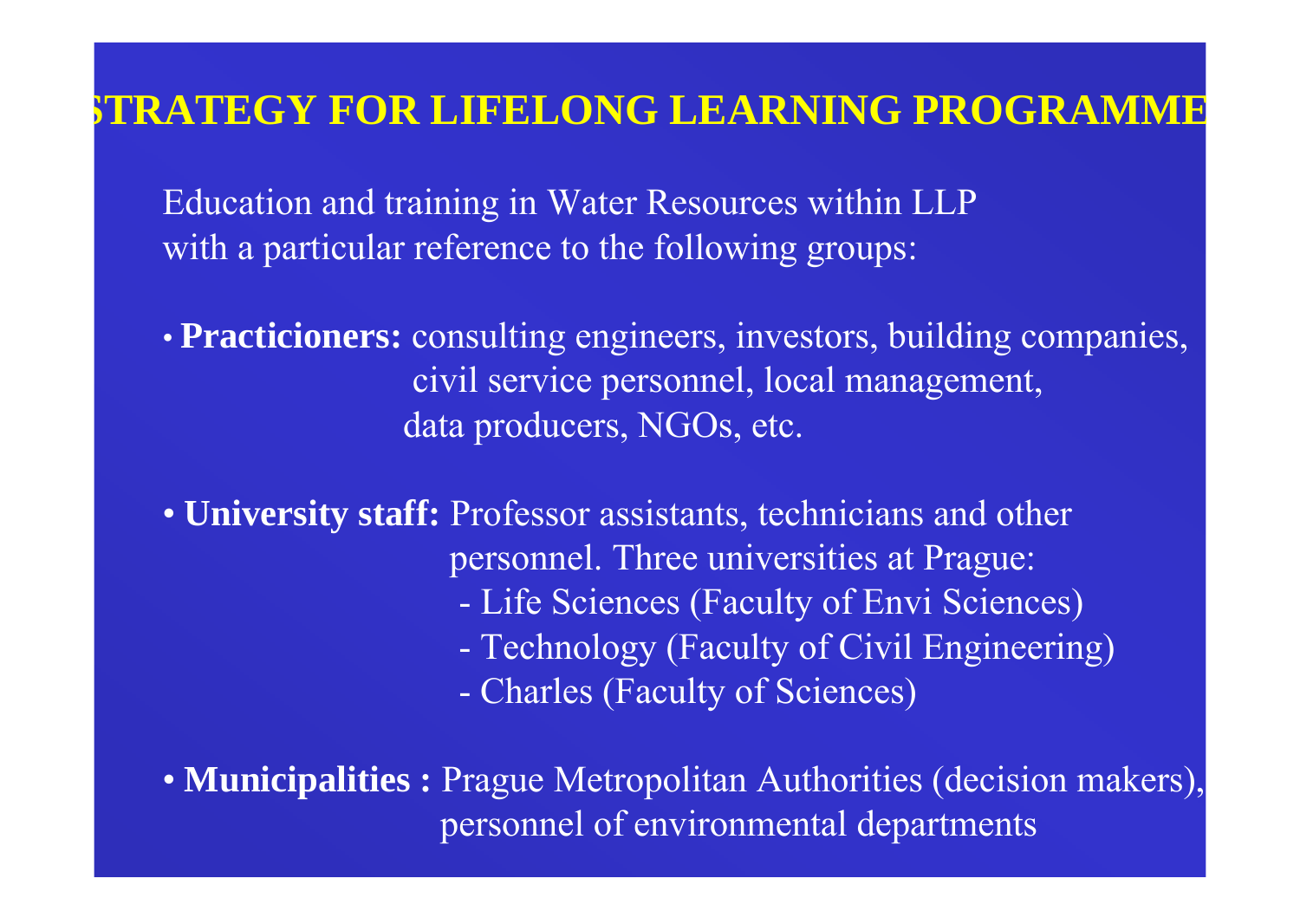# STRATEGY FOR LIFELONG LEARNING PROGRAMME

Education and training in Water Resources within LLP with a particular reference to the following groups:

- **Practicioners:** consulting engineers, investors, building companies, civil service personnel, local management, data producers, NGOs, etc.

- **University staff:** Professor assistants, technicians and other personnel. Three universities at Prague:
  - Life Sciences (Faculty of Envi Sciences)
  - Technology (Faculty of Civil Engineering)
  - Charles (Faculty of Sciences)

- **Municipalities :** Prague Metropolitan Authorities (decision makers), personnel of environmental departments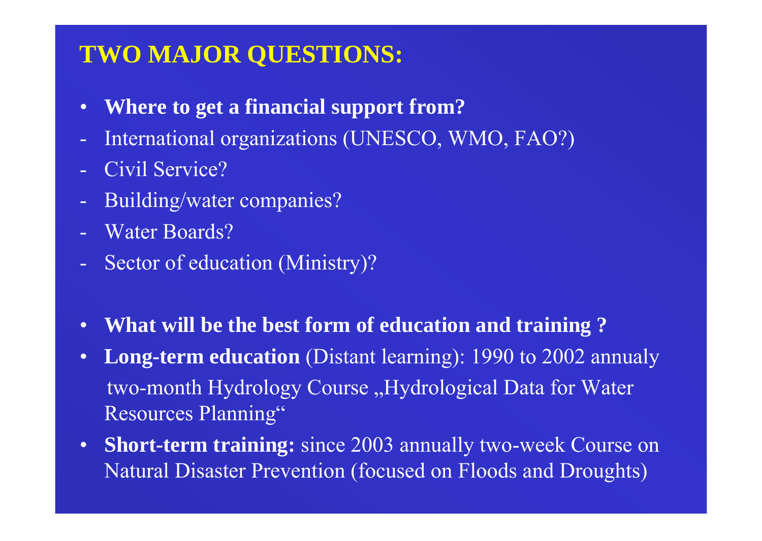# TWO MAJOR QUESTIONS:

- **Where to get a financial support from?**
- International organizations (UNESCO, WMO, FAO?)
- Civil Service?
- Building/water companies?
- Water Boards?
- Sector of education (Ministry)?

- **What will be the best form of education and training ?**
- **Long-term education** (Distant learning): 1990 to 2002 annualy two-month Hydrology Course „Hydrological Data for Water Resources Planning“
- **Short-term training:** since 2003 annually two-week Course on Natural Disaster Prevention (focused on Floods and Droughts)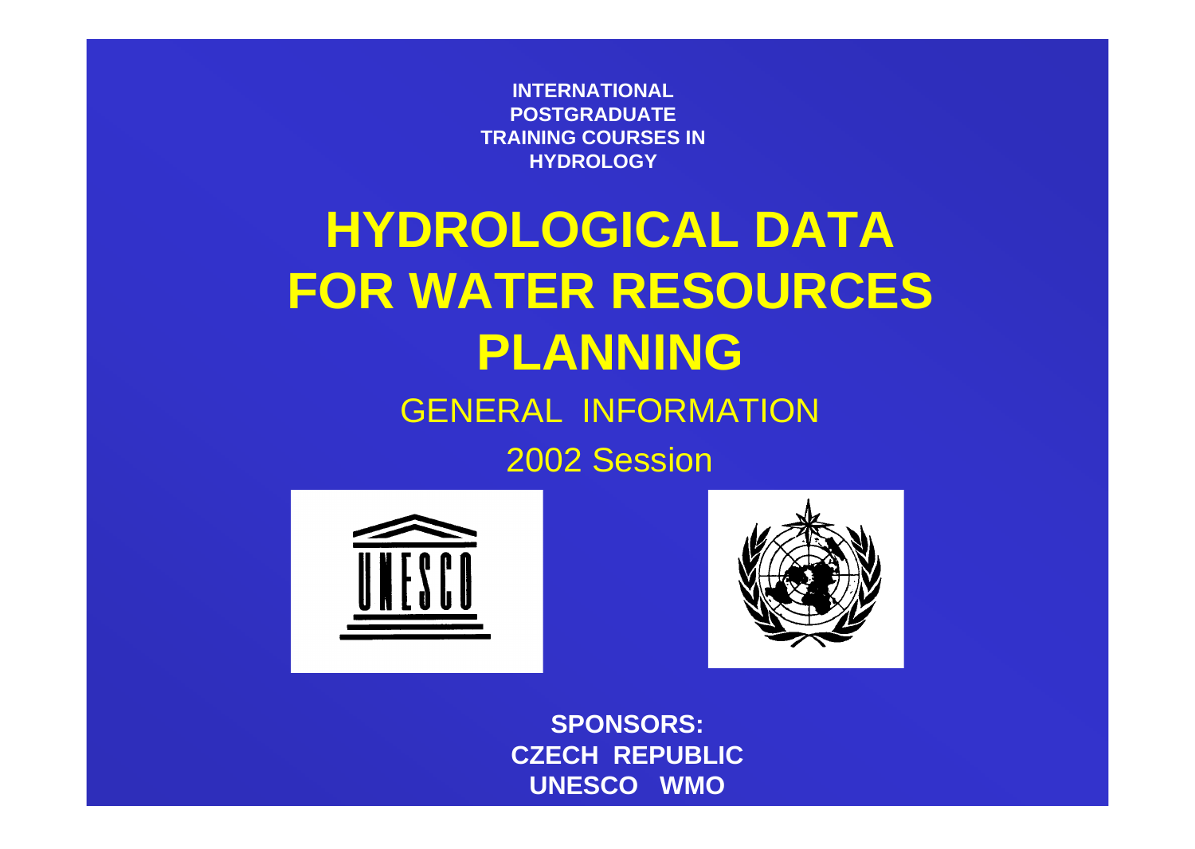**INTERNATIONAL POSTGRADUATE TRAINING COURSES IN HYDROLOGY**

# HYDROLOGICAL DATA FOR WATER RESOURCES PLANNING

## GENERAL INFORMATION

## 2002 Session

**SPONSORS:**
**CZECH REPUBLIC**
**UNESCO WMO**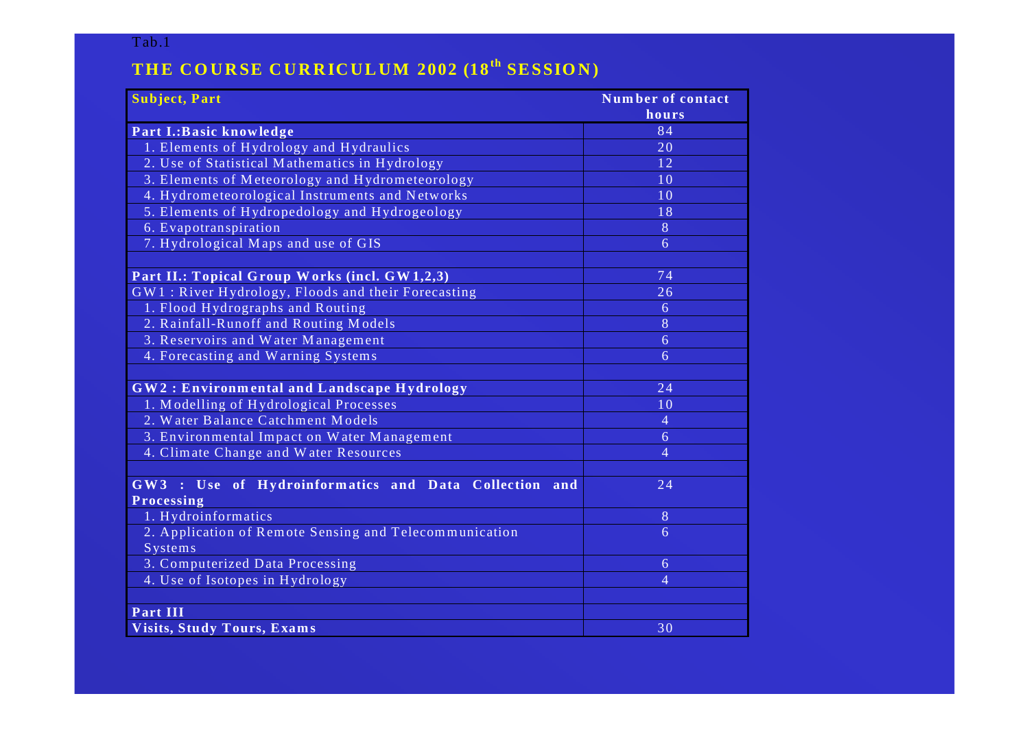Tab.1

## THE COURSE CURRICULUM 2002 (18th SESSION)

| Subject, Part | Number of contact hours |
|---|---|
| **Part I.:Basic knowledge** | 84 |
| 1. Elements of Hydrology and Hydraulics | 20 |
| 2. Use of Statistical Mathematics in Hydrology | 12 |
| 3. Elements of Meteorology and Hydrometeorology | 10 |
| 4. Hydrometeorological Instruments and Networks | 10 |
| 5. Elements of Hydropedology and Hydrogeology | 18 |
| 6. Evapotranspiration | 8 |
| 7. Hydrological Maps and use of GIS | 6 |
| | |
| **Part II.: Topical Group Works (incl. GW1,2,3)** | 74 |
| GW1 : River Hydrology, Floods and their Forecasting | 26 |
| 1. Flood Hydrographs and Routing | 6 |
| 2. Rainfall-Runoff and Routing Models | 8 |
| 3. Reservoirs and Water Management | 6 |
| 4. Forecasting and Warning Systems | 6 |
| | |
| **GW2 : Environmental and Landscape Hydrology** | 24 |
| 1. Modelling of Hydrological Processes | 10 |
| 2. Water Balance Catchment Models | 4 |
| 3. Environmental Impact on Water Management | 6 |
| 4. Climate Change and Water Resources | 4 |
| | |
| **GW3 : Use of Hydroinformatics and Data Collection and Processing** | 24 |
| 1. Hydroinformatics | 8 |
| 2. Application of Remote Sensing and Telecommunication Systems | 6 |
| 3. Computerized Data Processing | 6 |
| 4. Use of Isotopes in Hydrology | 4 |
| | |
| **Part III** | |
| **Visits, Study Tours, Exams** | 30 |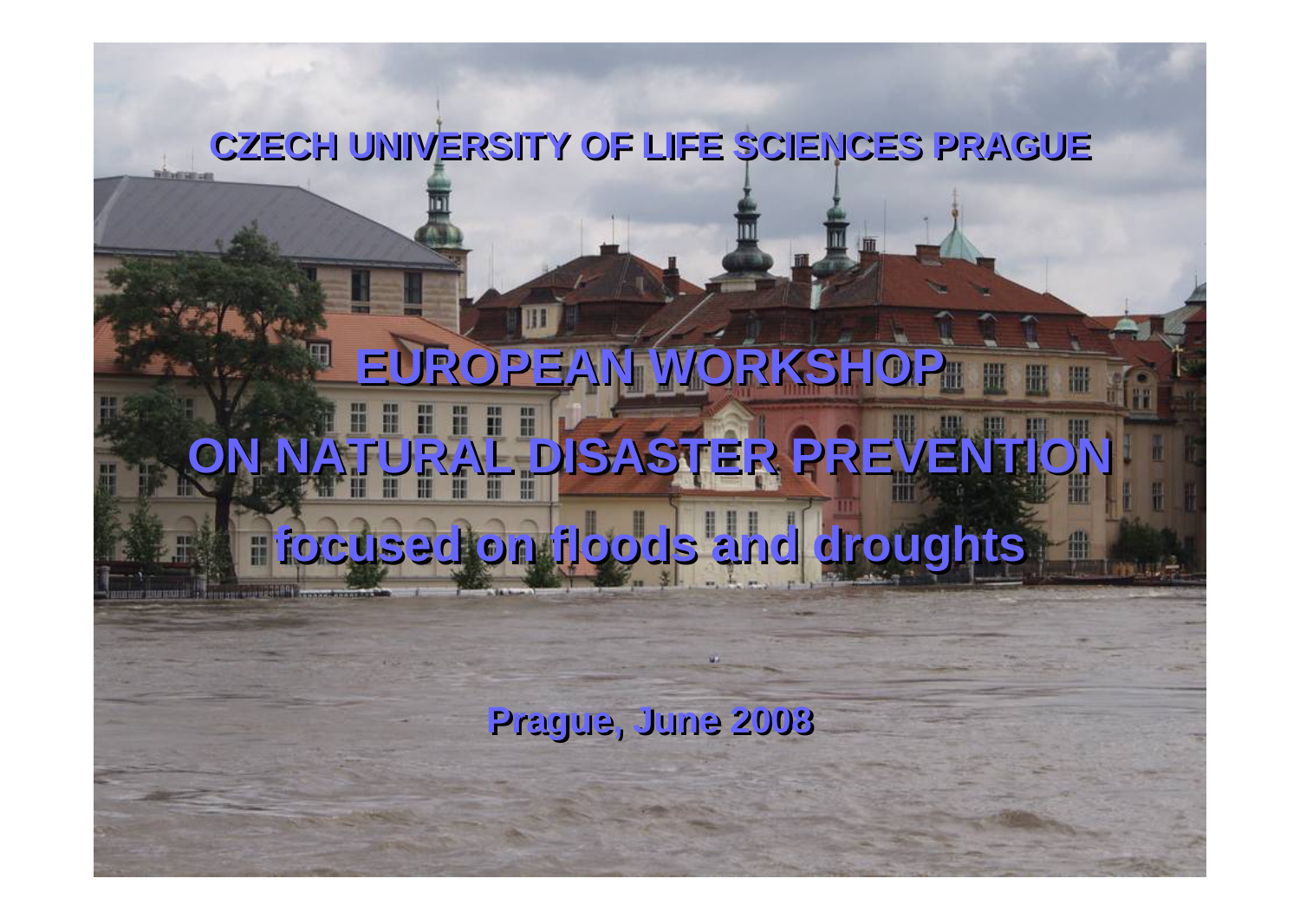**CZECH UNIVERSITY OF LIFE SCIENCES PRAGUE**

# EUROPEAN WORKSHOP

# ON NATURAL DISASTER PREVENTION

## focused on floods and droughts

**Prague, June 2008**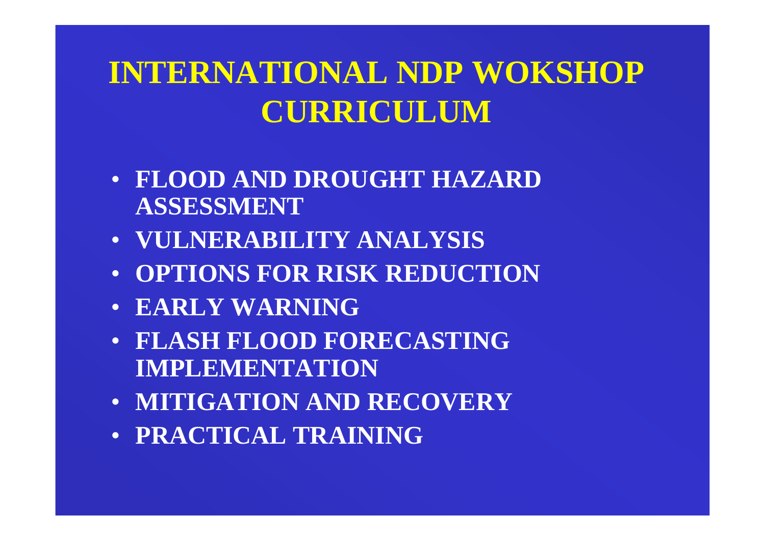# INTERNATIONAL NDP WOKSHOP CURRICULUM

- **FLOOD AND DROUGHT HAZARD ASSESSMENT**
- **VULNERABILITY ANALYSIS**
- **OPTIONS FOR RISK REDUCTION**
- **EARLY WARNING**
- **FLASH FLOOD FORECASTING IMPLEMENTATION**
- **MITIGATION AND RECOVERY**
- **PRACTICAL TRAINING**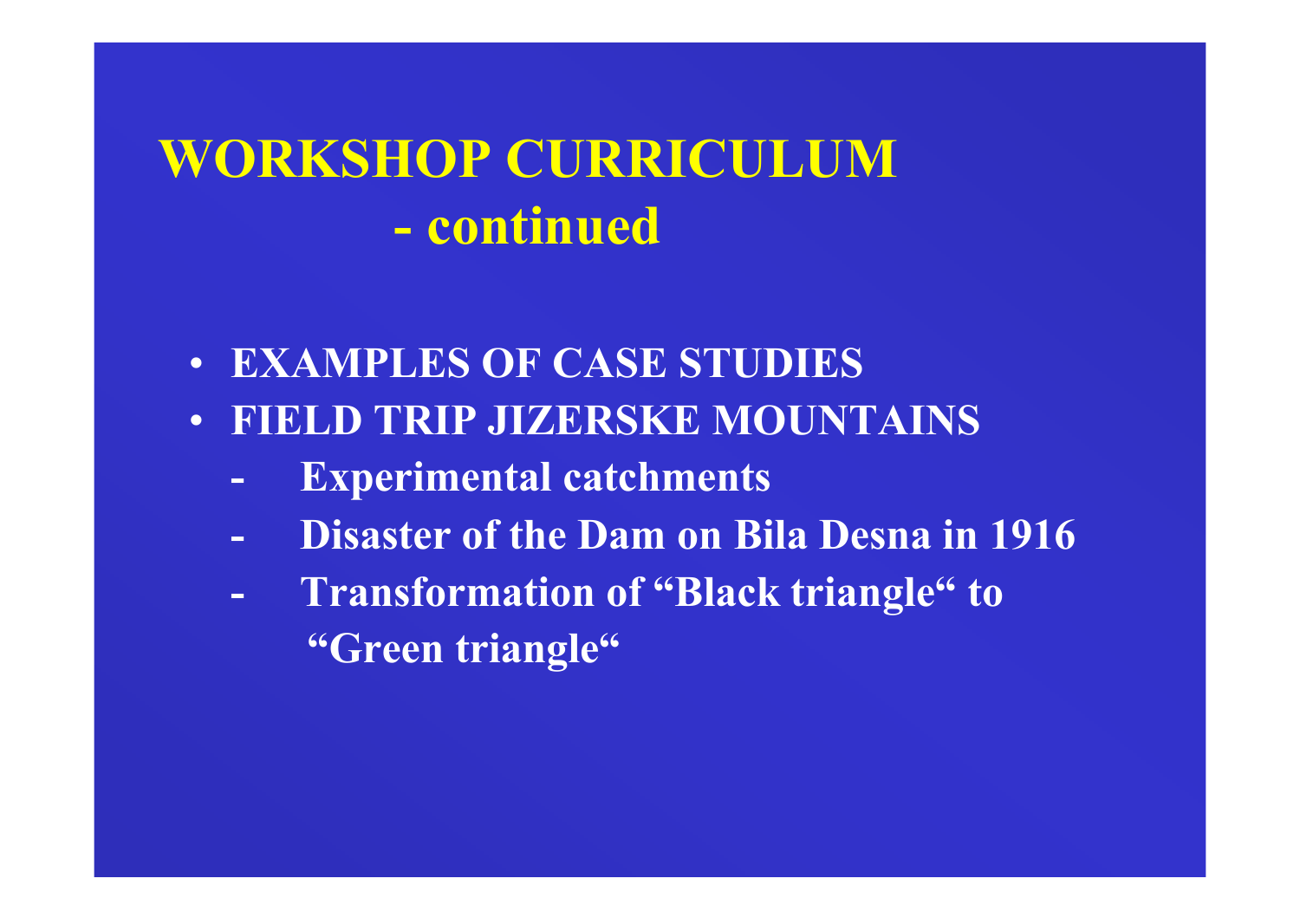# WORKSHOP CURRICULUM - continued

- **EXAMPLES OF CASE STUDIES**
- **FIELD TRIP JIZERSKE MOUNTAINS**
  - **Experimental catchments**
  - **Disaster of the Dam on Bila Desna in 1916**
  - **Transformation of “Black triangle“ to “Green triangle“**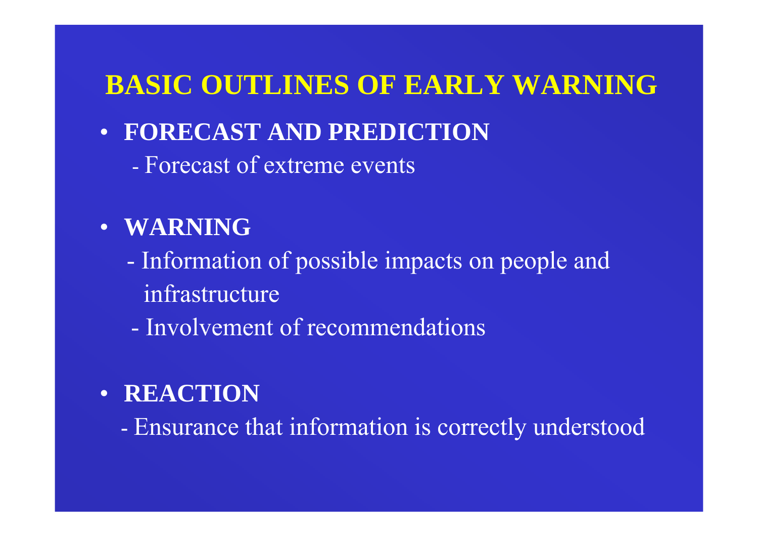# BASIC OUTLINES OF EARLY WARNING

- **FORECAST AND PREDICTION**
  - Forecast of extreme events

- **WARNING**
  - Information of possible impacts on people and infrastructure
  - Involvement of recommendations

- **REACTION**
  - Ensurance that information is correctly understood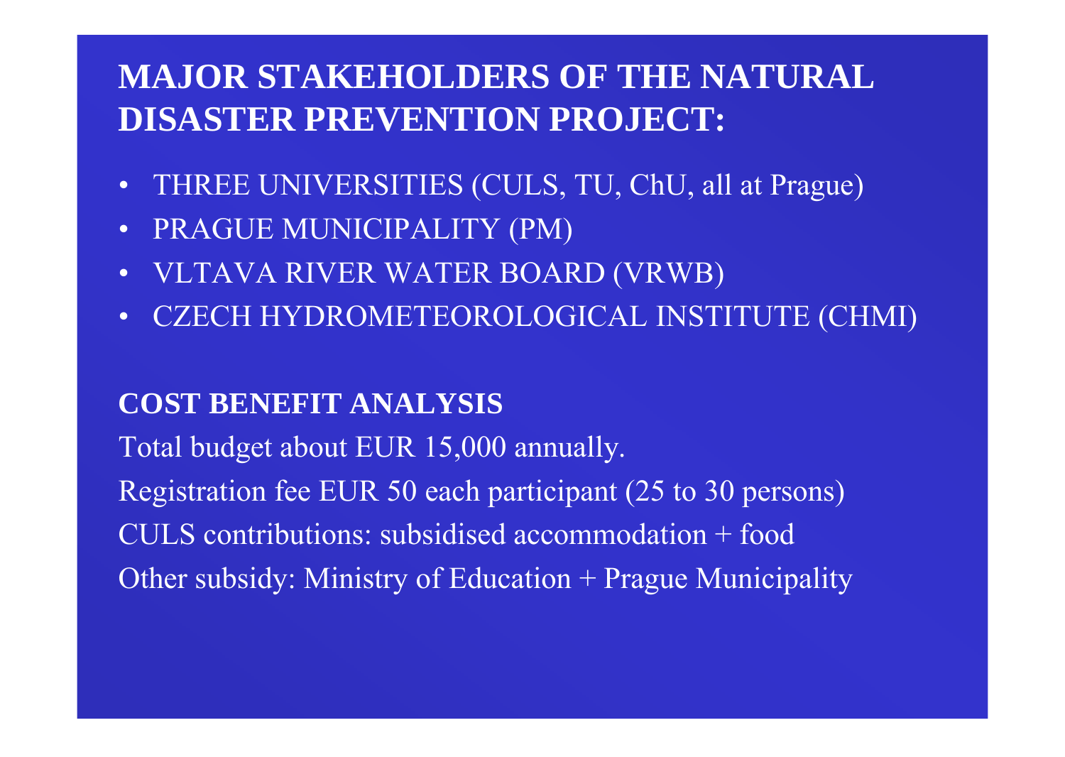## MAJOR STAKEHOLDERS OF THE NATURAL DISASTER PREVENTION PROJECT:

- THREE UNIVERSITIES (CULS, TU, ChU, all at Prague)
- PRAGUE MUNICIPALITY (PM)
- VLTAVA RIVER WATER BOARD (VRWB)
- CZECH HYDROMETEOROLOGICAL INSTITUTE (CHMI)

### COST BENEFIT ANALYSIS

Total budget about EUR 15,000 annually.

Registration fee EUR 50 each participant (25 to 30 persons)

CULS contributions: subsidised accommodation + food

Other subsidy: Ministry of Education + Prague Municipality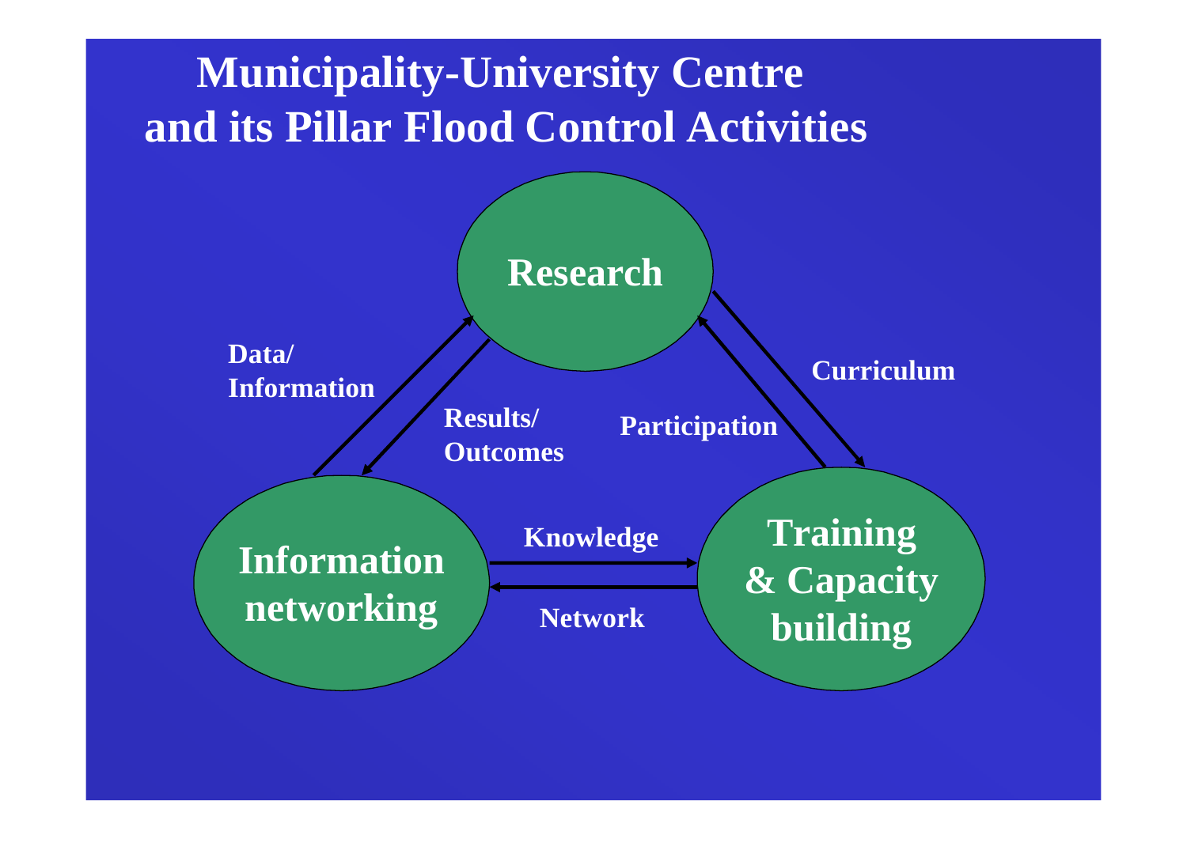# Municipality-University Centre and its Pillar Flood Control Activities

Research

Data/ Information

Results/ Outcomes

Participation

Curriculum

Information networking

Knowledge

Network

Training & Capacity building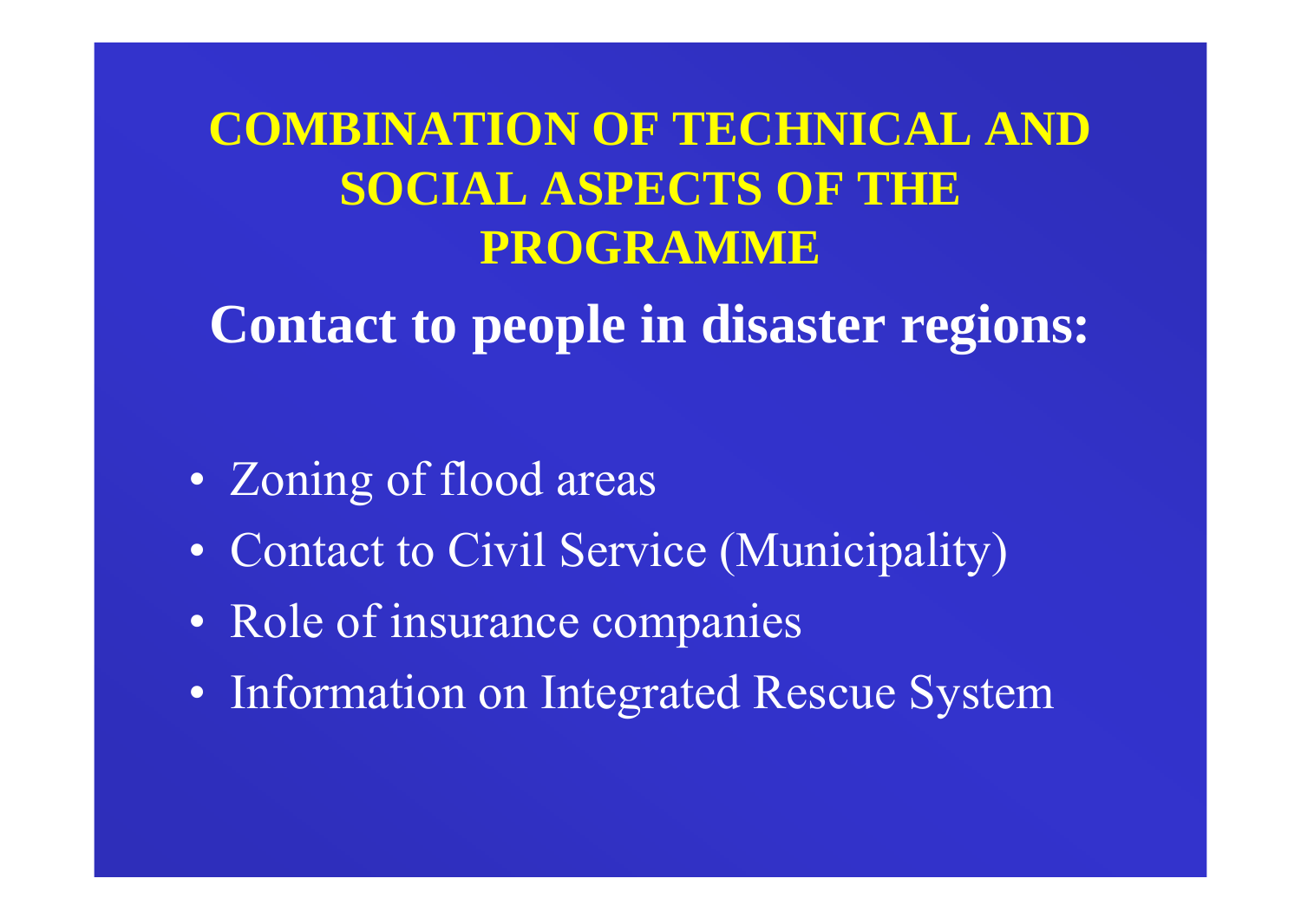# COMBINATION OF TECHNICAL AND SOCIAL ASPECTS OF THE PROGRAMME

## Contact to people in disaster regions:

- Zoning of flood areas
- Contact to Civil Service (Municipality)
- Role of insurance companies
- Information on Integrated Rescue System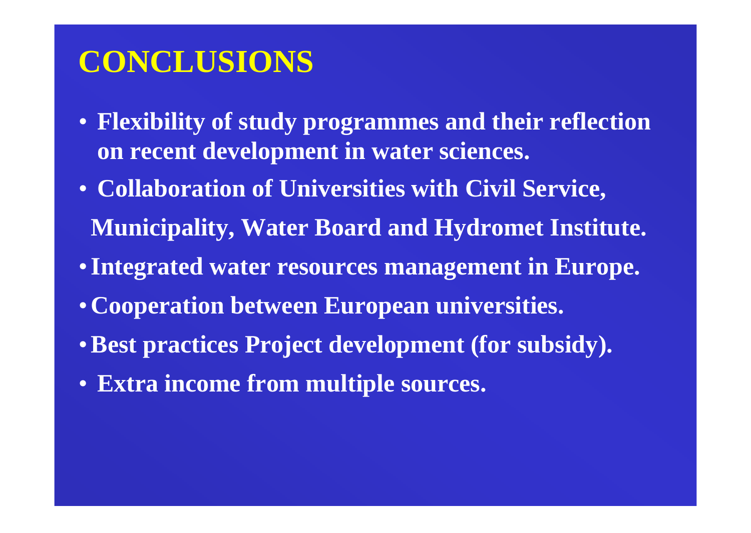# CONCLUSIONS

- **Flexibility of study programmes and their reflection on recent development in water sciences.**
- **Collaboration of Universities with Civil Service, Municipality, Water Board and Hydromet Institute.**
- **Integrated water resources management in Europe.**
- **Cooperation between European universities.**
- **Best practices Project development (for subsidy).**
- **Extra income from multiple sources.**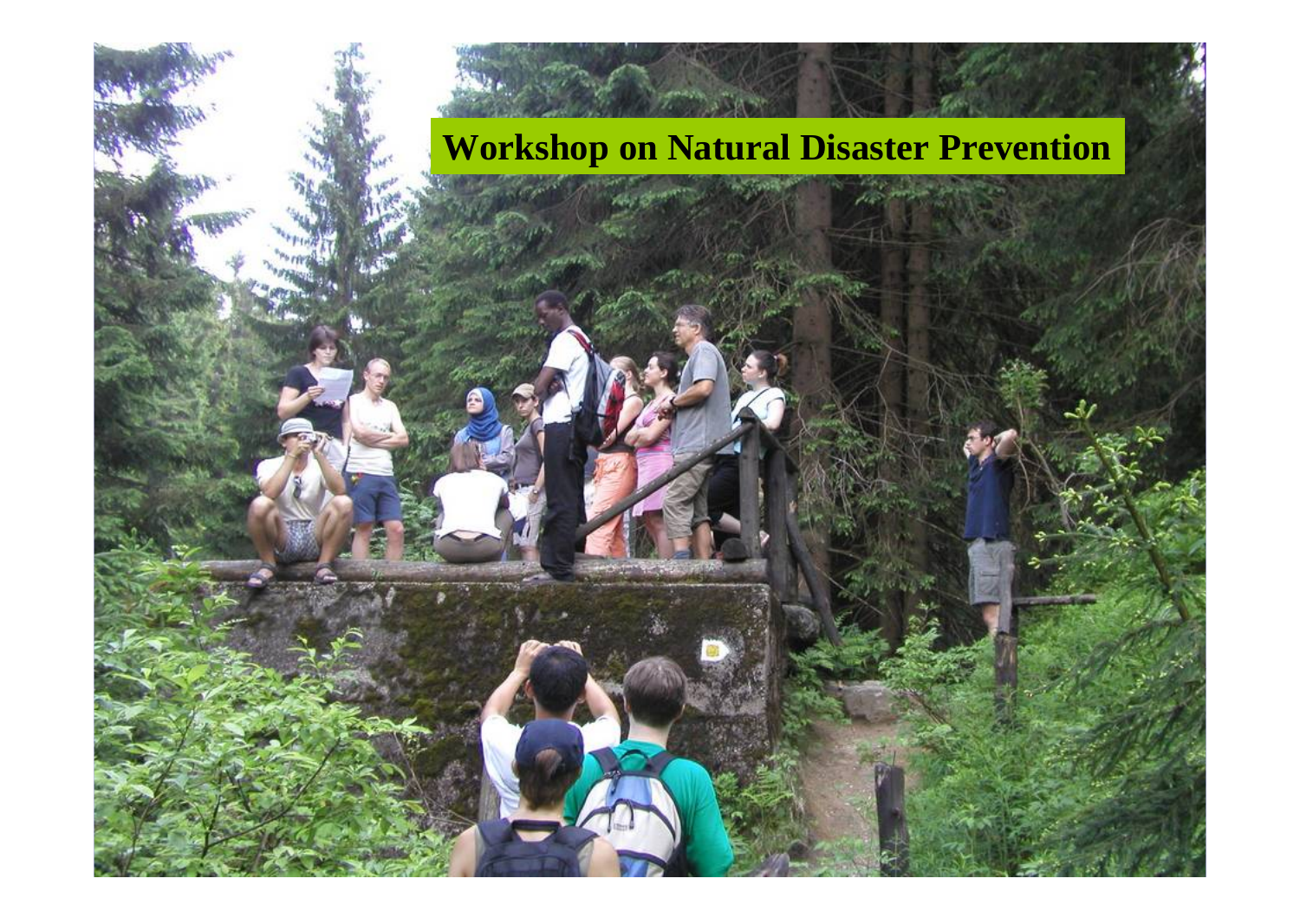Workshop on Natural Disaster Prevention